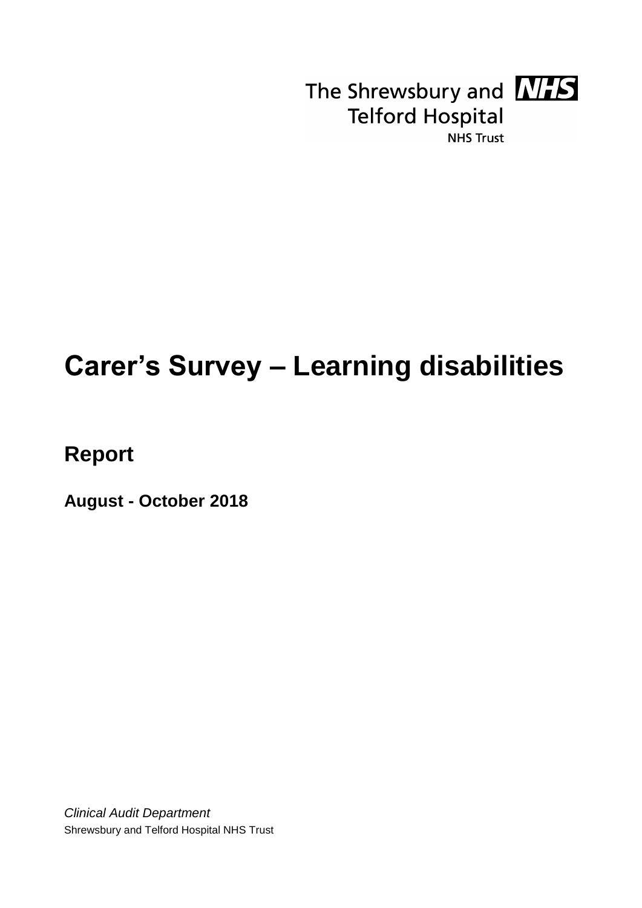The Shrewsbury and Telford Hospital NHS Trust

# Carer's Survey – Learning disabilities

## Report

**August - October 2018**

*Clinical Audit Department*

Shrewsbury and Telford Hospital NHS Trust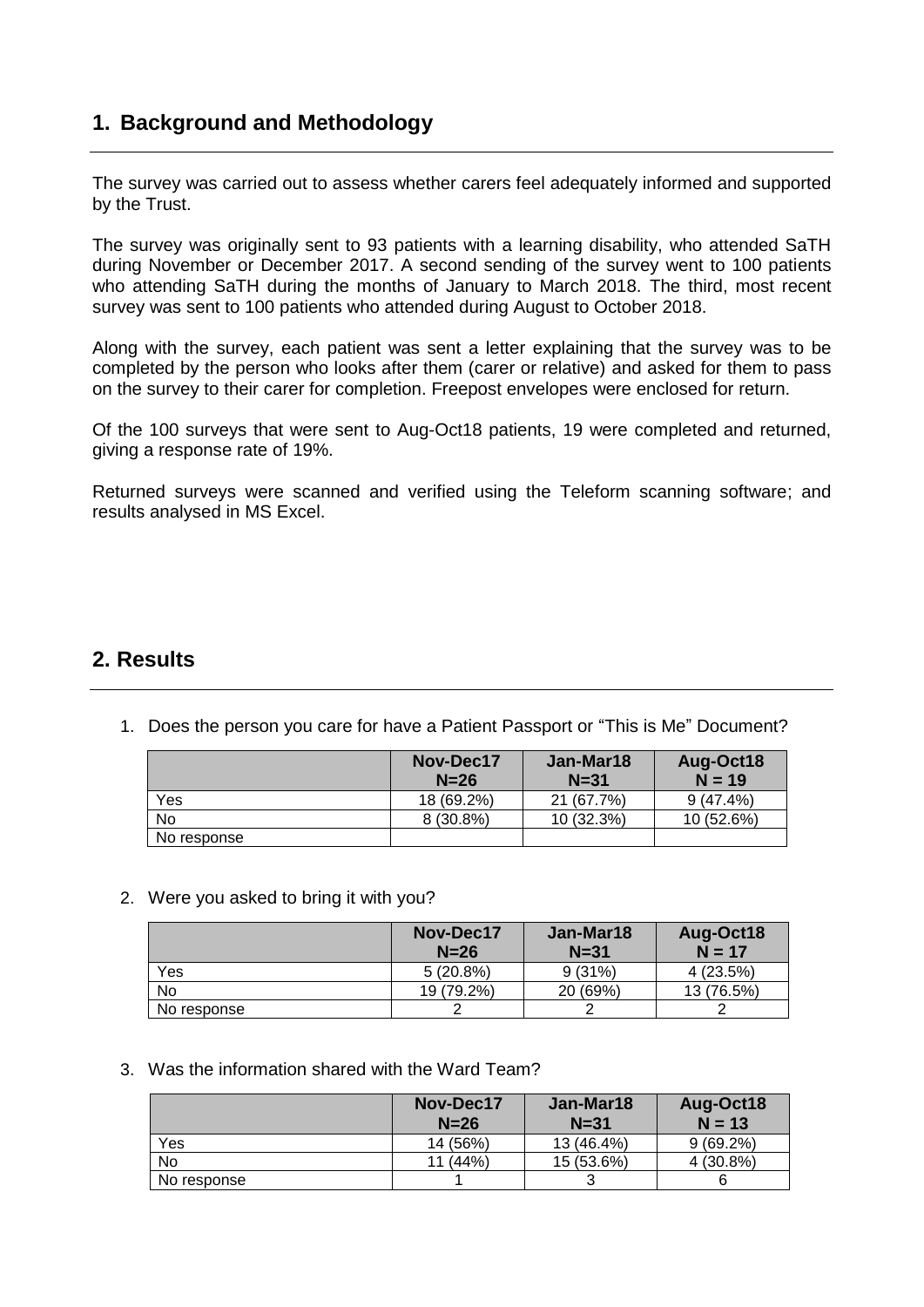## 1. Background and Methodology

The survey was carried out to assess whether carers feel adequately informed and supported by the Trust.

The survey was originally sent to 93 patients with a learning disability, who attended SaTH during November or December 2017. A second sending of the survey went to 100 patients who attending SaTH during the months of January to March 2018. The third, most recent survey was sent to 100 patients who attended during August to October 2018.

Along with the survey, each patient was sent a letter explaining that the survey was to be completed by the person who looks after them (carer or relative) and asked for them to pass on the survey to their carer for completion. Freepost envelopes were enclosed for return.

Of the 100 surveys that were sent to Aug-Oct18 patients, 19 were completed and returned, giving a response rate of 19%.

Returned surveys were scanned and verified using the Teleform scanning software; and results analysed in MS Excel.

## 2. Results

1. Does the person you care for have a Patient Passport or "This is Me" Document?

| | Nov-Dec17 N=26 | Jan-Mar18 N=31 | Aug-Oct18 N = 19 |
|---|---|---|---|
| Yes | 18 (69.2%) | 21 (67.7%) | 9 (47.4%) |
| No | 8 (30.8%) | 10 (32.3%) | 10 (52.6%) |
| No response | | | |

2. Were you asked to bring it with you?

| | Nov-Dec17 N=26 | Jan-Mar18 N=31 | Aug-Oct18 N = 17 |
|---|---|---|---|
| Yes | 5 (20.8%) | 9 (31%) | 4 (23.5%) |
| No | 19 (79.2%) | 20 (69%) | 13 (76.5%) |
| No response | 2 | 2 | 2 |

3. Was the information shared with the Ward Team?

| | Nov-Dec17 N=26 | Jan-Mar18 N=31 | Aug-Oct18 N = 13 |
|---|---|---|---|
| Yes | 14 (56%) | 13 (46.4%) | 9 (69.2%) |
| No | 11 (44%) | 15 (53.6%) | 4 (30.8%) |
| No response | 1 | 3 | 6 |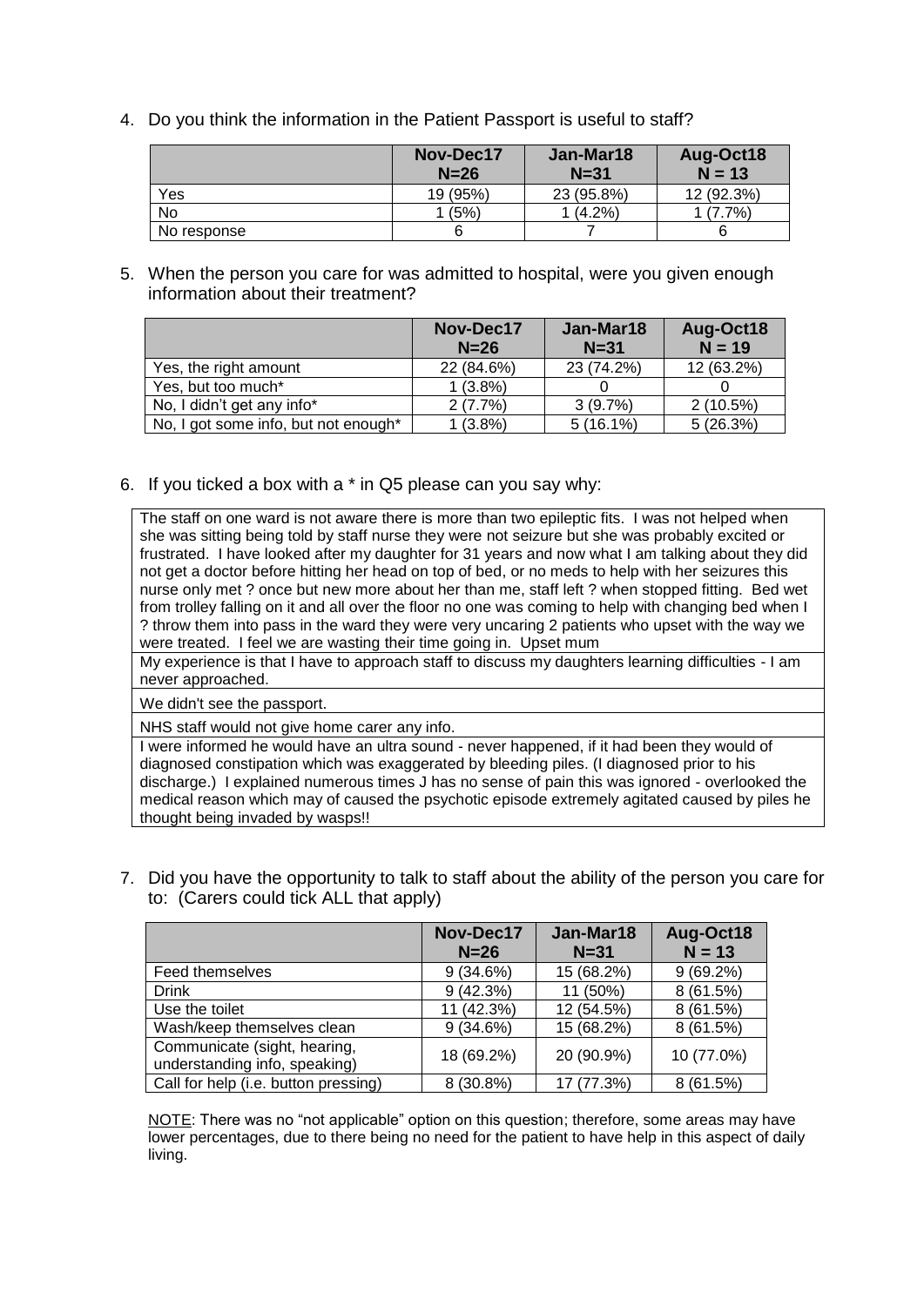4. Do you think the information in the Patient Passport is useful to staff?

| | Nov-Dec17 N=26 | Jan-Mar18 N=31 | Aug-Oct18 N = 13 |
|---|---|---|---|
| Yes | 19 (95%) | 23 (95.8%) | 12 (92.3%) |
| No | 1 (5%) | 1 (4.2%) | 1 (7.7%) |
| No response | 6 | 7 | 6 |

5. When the person you care for was admitted to hospital, were you given enough information about their treatment?

| | Nov-Dec17 N=26 | Jan-Mar18 N=31 | Aug-Oct18 N = 19 |
|---|---|---|---|
| Yes, the right amount | 22 (84.6%) | 23 (74.2%) | 12 (63.2%) |
| Yes, but too much* | 1 (3.8%) | 0 | 0 |
| No, I didn't get any info* | 2 (7.7%) | 3 (9.7%) | 2 (10.5%) |
| No, I got some info, but not enough* | 1 (3.8%) | 5 (16.1%) | 5 (26.3%) |

6. If you ticked a box with a * in Q5 please can you say why:

| |
|---|
| The staff on one ward is not aware there is more than two epileptic fits. I was not helped when she was sitting being told by staff nurse they were not seizure but she was probably excited or frustrated. I have looked after my daughter for 31 years and now what I am talking about they did not get a doctor before hitting her head on top of bed, or no meds to help with her seizures this nurse only met ? once but new more about her than me, staff left ? when stopped fitting. Bed wet from trolley falling on it and all over the floor no one was coming to help with changing bed when I ? throw them into pass in the ward they were very uncaring 2 patients who upset with the way we were treated. I feel we are wasting their time going in. Upset mum |
| My experience is that I have to approach staff to discuss my daughters learning difficulties - I am never approached. |
| We didn't see the passport. |
| NHS staff would not give home carer any info. |
| I were informed he would have an ultra sound - never happened, if it had been they would of diagnosed constipation which was exaggerated by bleeding piles. (I diagnosed prior to his discharge.) I explained numerous times J has no sense of pain this was ignored - overlooked the medical reason which may of caused the psychotic episode extremely agitated caused by piles he thought being invaded by wasps!! |

7. Did you have the opportunity to talk to staff about the ability of the person you care for to: (Carers could tick ALL that apply)

| | Nov-Dec17 N=26 | Jan-Mar18 N=31 | Aug-Oct18 N = 13 |
|---|---|---|---|
| Feed themselves | 9 (34.6%) | 15 (68.2%) | 9 (69.2%) |
| Drink | 9 (42.3%) | 11 (50%) | 8 (61.5%) |
| Use the toilet | 11 (42.3%) | 12 (54.5%) | 8 (61.5%) |
| Wash/keep themselves clean | 9 (34.6%) | 15 (68.2%) | 8 (61.5%) |
| Communicate (sight, hearing, understanding info, speaking) | 18 (69.2%) | 20 (90.9%) | 10 (77.0%) |
| Call for help (i.e. button pressing) | 8 (30.8%) | 17 (77.3%) | 8 (61.5%) |

NOTE: There was no "not applicable" option on this question; therefore, some areas may have lower percentages, due to there being no need for the patient to have help in this aspect of daily living.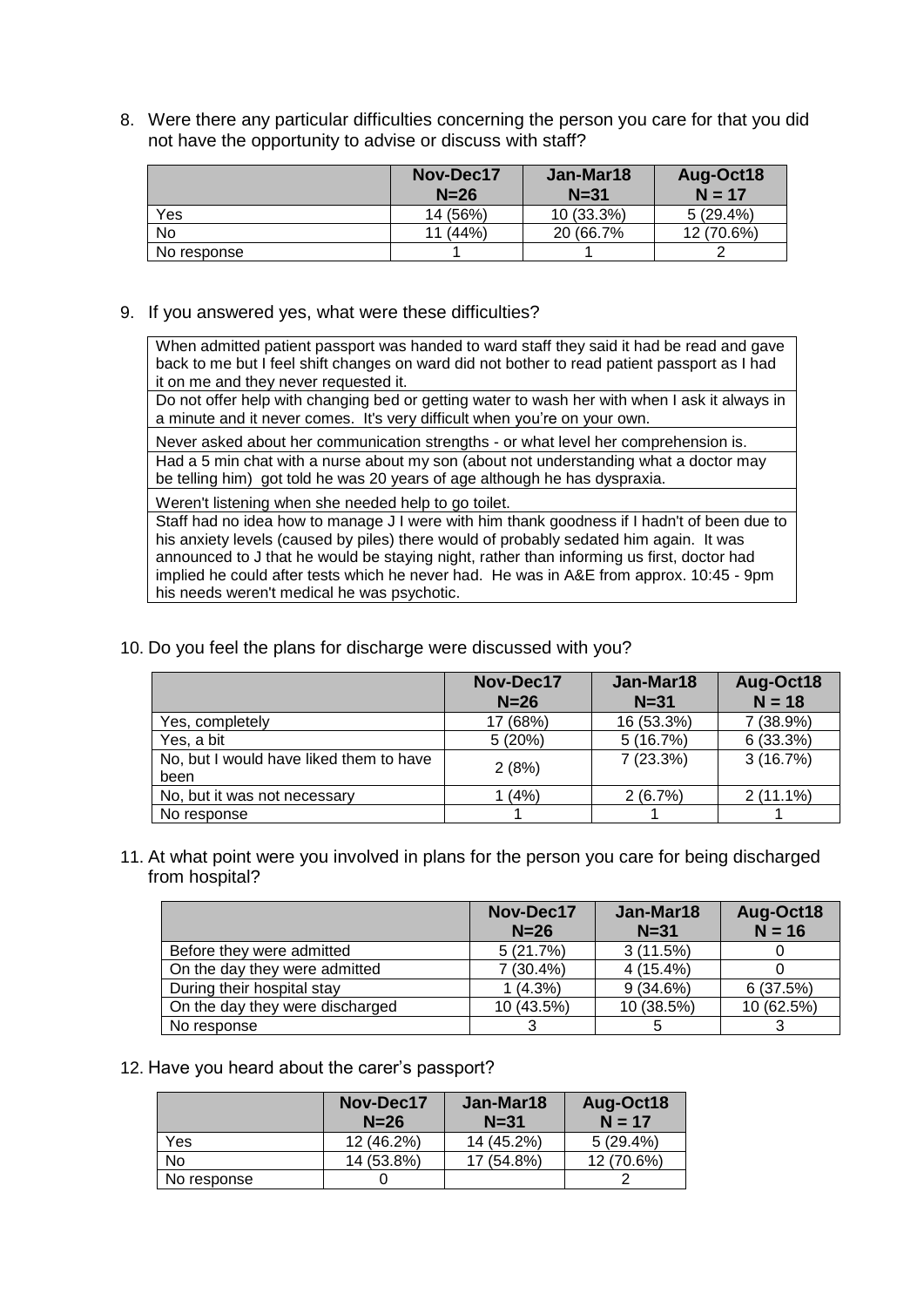8. Were there any particular difficulties concerning the person you care for that you did not have the opportunity to advise or discuss with staff?

| | Nov-Dec17 N=26 | Jan-Mar18 N=31 | Aug-Oct18 N = 17 |
|---|---|---|---|
| Yes | 14 (56%) | 10 (33.3%) | 5 (29.4%) |
| No | 11 (44%) | 20 (66.7% | 12 (70.6%) |
| No response | 1 | 1 | 2 |

9. If you answered yes, what were these difficulties?

| |
|---|
| When admitted patient passport was handed to ward staff they said it had be read and gave back to me but I feel shift changes on ward did not bother to read patient passport as I had it on me and they never requested it. |
| Do not offer help with changing bed or getting water to wash her with when I ask it always in a minute and it never comes. It's very difficult when you're on your own. |
| Never asked about her communication strengths - or what level her comprehension is. |
| Had a 5 min chat with a nurse about my son (about not understanding what a doctor may be telling him) got told he was 20 years of age although he has dyspraxia. |
| Weren't listening when she needed help to go toilet. |
| Staff had no idea how to manage J I were with him thank goodness if I hadn't of been due to his anxiety levels (caused by piles) there would of probably sedated him again. It was announced to J that he would be staying night, rather than informing us first, doctor had implied he could after tests which he never had. He was in A&E from approx. 10:45 - 9pm his needs weren't medical he was psychotic. |

10. Do you feel the plans for discharge were discussed with you?

| | Nov-Dec17 N=26 | Jan-Mar18 N=31 | Aug-Oct18 N = 18 |
|---|---|---|---|
| Yes, completely | 17 (68%) | 16 (53.3%) | 7 (38.9%) |
| Yes, a bit | 5 (20%) | 5 (16.7%) | 6 (33.3%) |
| No, but I would have liked them to have been | 2 (8%) | 7 (23.3%) | 3 (16.7%) |
| No, but it was not necessary | 1 (4%) | 2 (6.7%) | 2 (11.1%) |
| No response | 1 | 1 | 1 |

11. At what point were you involved in plans for the person you care for being discharged from hospital?

| | Nov-Dec17 N=26 | Jan-Mar18 N=31 | Aug-Oct18 N = 16 |
|---|---|---|---|
| Before they were admitted | 5 (21.7%) | 3 (11.5%) | 0 |
| On the day they were admitted | 7 (30.4%) | 4 (15.4%) | 0 |
| During their hospital stay | 1 (4.3%) | 9 (34.6%) | 6 (37.5%) |
| On the day they were discharged | 10 (43.5%) | 10 (38.5%) | 10 (62.5%) |
| No response | 3 | 5 | 3 |

12. Have you heard about the carer's passport?

| | Nov-Dec17 N=26 | Jan-Mar18 N=31 | Aug-Oct18 N = 17 |
|---|---|---|---|
| Yes | 12 (46.2%) | 14 (45.2%) | 5 (29.4%) |
| No | 14 (53.8%) | 17 (54.8%) | 12 (70.6%) |
| No response | 0 | | 2 |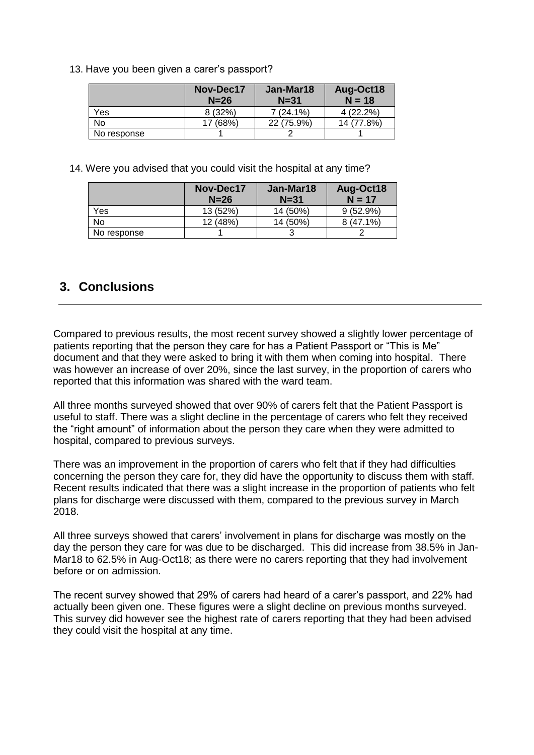13. Have you been given a carer's passport?

| | Nov-Dec17 N=26 | Jan-Mar18 N=31 | Aug-Oct18 N = 18 |
|---|---|---|---|
| Yes | 8 (32%) | 7 (24.1%) | 4 (22.2%) |
| No | 17 (68%) | 22 (75.9%) | 14 (77.8%) |
| No response | 1 | 2 | 1 |

14. Were you advised that you could visit the hospital at any time?

| | Nov-Dec17 N=26 | Jan-Mar18 N=31 | Aug-Oct18 N = 17 |
|---|---|---|---|
| Yes | 13 (52%) | 14 (50%) | 9 (52.9%) |
| No | 12 (48%) | 14 (50%) | 8 (47.1%) |
| No response | 1 | 3 | 2 |

## 3. Conclusions

Compared to previous results, the most recent survey showed a slightly lower percentage of patients reporting that the person they care for has a Patient Passport or "This is Me" document and that they were asked to bring it with them when coming into hospital. There was however an increase of over 20%, since the last survey, in the proportion of carers who reported that this information was shared with the ward team.

All three months surveyed showed that over 90% of carers felt that the Patient Passport is useful to staff. There was a slight decline in the percentage of carers who felt they received the "right amount" of information about the person they care when they were admitted to hospital, compared to previous surveys.

There was an improvement in the proportion of carers who felt that if they had difficulties concerning the person they care for, they did have the opportunity to discuss them with staff. Recent results indicated that there was a slight increase in the proportion of patients who felt plans for discharge were discussed with them, compared to the previous survey in March 2018.

All three surveys showed that carers' involvement in plans for discharge was mostly on the day the person they care for was due to be discharged. This did increase from 38.5% in Jan-Mar18 to 62.5% in Aug-Oct18; as there were no carers reporting that they had involvement before or on admission.

The recent survey showed that 29% of carers had heard of a carer's passport, and 22% had actually been given one. These figures were a slight decline on previous months surveyed. This survey did however see the highest rate of carers reporting that they had been advised they could visit the hospital at any time.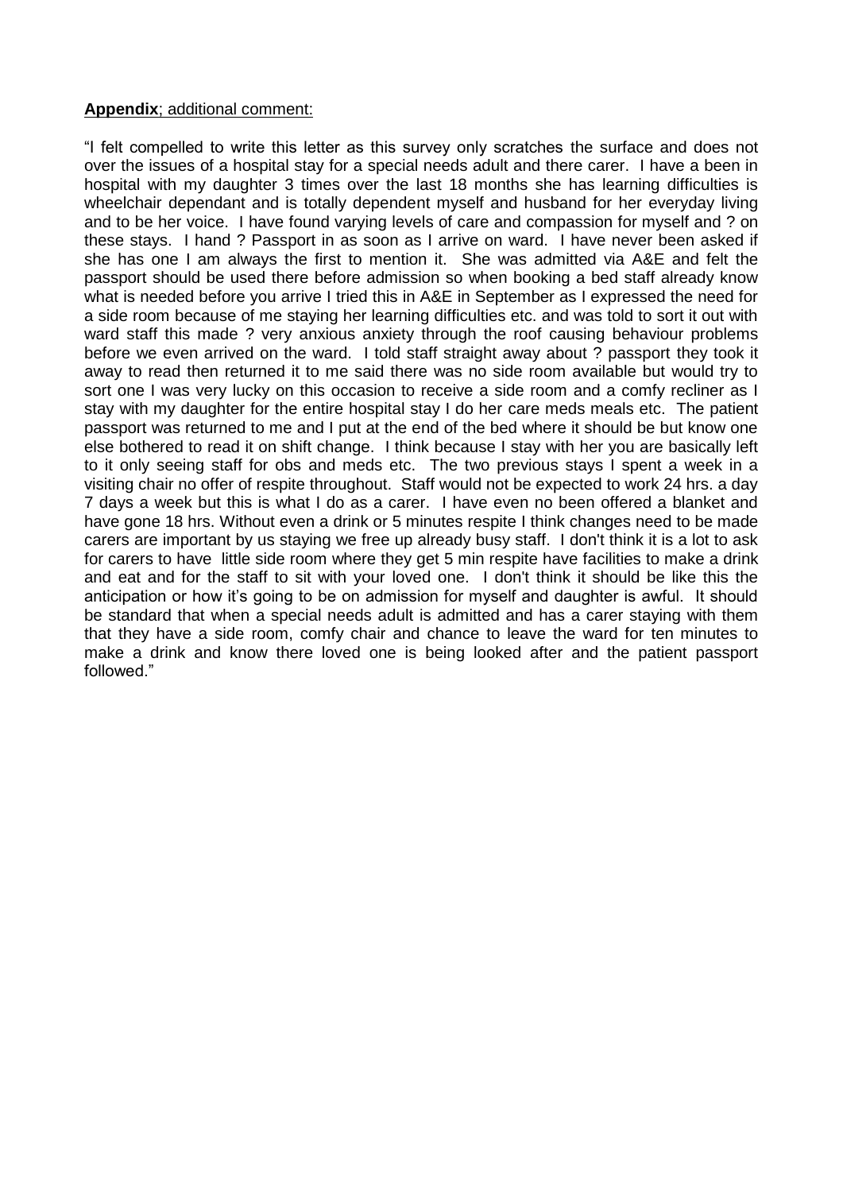**Appendix**; additional comment:

"I felt compelled to write this letter as this survey only scratches the surface and does not over the issues of a hospital stay for a special needs adult and there carer. I have a been in hospital with my daughter 3 times over the last 18 months she has learning difficulties is wheelchair dependant and is totally dependent myself and husband for her everyday living and to be her voice. I have found varying levels of care and compassion for myself and ? on these stays. I hand ? Passport in as soon as I arrive on ward. I have never been asked if she has one I am always the first to mention it. She was admitted via A&E and felt the passport should be used there before admission so when booking a bed staff already know what is needed before you arrive I tried this in A&E in September as I expressed the need for a side room because of me staying her learning difficulties etc. and was told to sort it out with ward staff this made ? very anxious anxiety through the roof causing behaviour problems before we even arrived on the ward. I told staff straight away about ? passport they took it away to read then returned it to me said there was no side room available but would try to sort one I was very lucky on this occasion to receive a side room and a comfy recliner as I stay with my daughter for the entire hospital stay I do her care meds meals etc. The patient passport was returned to me and I put at the end of the bed where it should be but know one else bothered to read it on shift change. I think because I stay with her you are basically left to it only seeing staff for obs and meds etc. The two previous stays I spent a week in a visiting chair no offer of respite throughout. Staff would not be expected to work 24 hrs. a day 7 days a week but this is what I do as a carer. I have even no been offered a blanket and have gone 18 hrs. Without even a drink or 5 minutes respite I think changes need to be made carers are important by us staying we free up already busy staff. I don't think it is a lot to ask for carers to have little side room where they get 5 min respite have facilities to make a drink and eat and for the staff to sit with your loved one. I don't think it should be like this the anticipation or how it's going to be on admission for myself and daughter is awful. It should be standard that when a special needs adult is admitted and has a carer staying with them that they have a side room, comfy chair and chance to leave the ward for ten minutes to make a drink and know there loved one is being looked after and the patient passport followed."